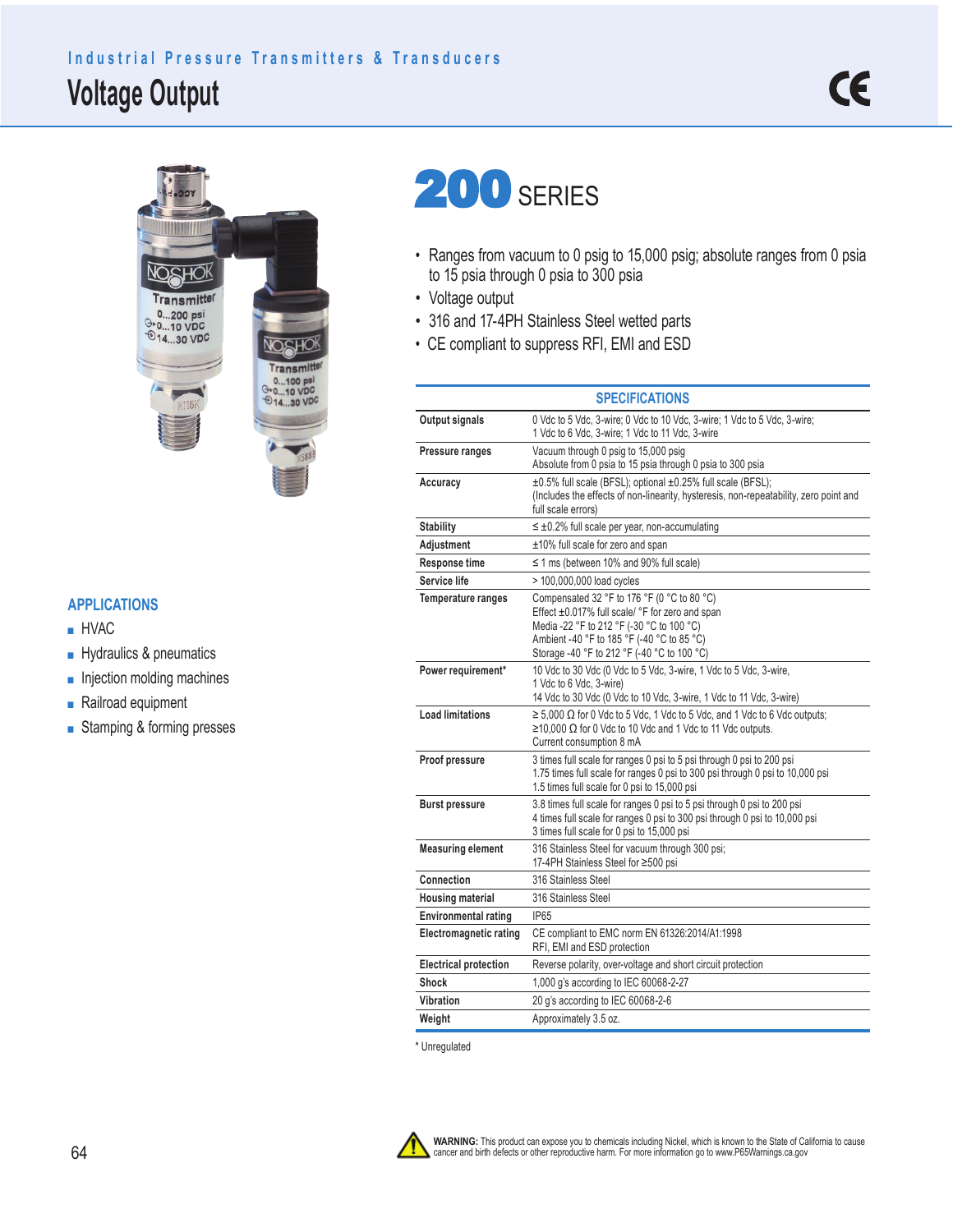Industrial Pressure Transmitters & Transducers

# Voltage Output

## 200 SERIES

- Ranges from vacuum to 0 psig to 15,000 psig; absolute ranges from 0 psia to 15 psia through 0 psia to 300 psia
- Voltage output
- 316 and 17-4PH Stainless Steel wetted parts
- CE compliant to suppress RFI, EMI and ESD

## APPLICATIONS

- HVAC
- Hydraulics & pneumatics
- Injection molding machines
- Railroad equipment
- Stamping & forming presses

## SPECIFICATIONS

| | |
|---|---|
| **Output signals** | 0 Vdc to 5 Vdc, 3-wire; 0 Vdc to 10 Vdc, 3-wire; 1 Vdc to 5 Vdc, 3-wire; 1 Vdc to 6 Vdc, 3-wire; 1 Vdc to 11 Vdc, 3-wire |
| **Pressure ranges** | Vacuum through 0 psig to 15,000 psig<br>Absolute from 0 psia to 15 psia through 0 psia to 300 psia |
| **Accuracy** | ±0.5% full scale (BFSL); optional ±0.25% full scale (BFSL);<br>(Includes the effects of non-linearity, hysteresis, non-repeatability, zero point and full scale errors) |
| **Stability** | ≤ ±0.2% full scale per year, non-accumulating |
| **Adjustment** | ±10% full scale for zero and span |
| **Response time** | ≤ 1 ms (between 10% and 90% full scale) |
| **Service life** | > 100,000,000 load cycles |
| **Temperature ranges** | Compensated 32 °F to 176 °F (0 °C to 80 °C)<br>Effect ±0.017% full scale/ °F for zero and span<br>Media -22 °F to 212 °F (-30 °C to 100 °C)<br>Ambient -40 °F to 185 °F (-40 °C to 85 °C)<br>Storage -40 °F to 212 °F (-40 °C to 100 °C) |
| **Power requirement*** | 10 Vdc to 30 Vdc (0 Vdc to 5 Vdc, 3-wire, 1 Vdc to 5 Vdc, 3-wire, 1 Vdc to 6 Vdc, 3-wire)<br>14 Vdc to 30 Vdc (0 Vdc to 10 Vdc, 3-wire, 1 Vdc to 11 Vdc, 3-wire) |
| **Load limitations** | ≥ 5,000 Ω for 0 Vdc to 5 Vdc, 1 Vdc to 5 Vdc, and 1 Vdc to 6 Vdc outputs;<br>≥10,000 Ω for 0 Vdc to 10 Vdc and 1 Vdc to 11 Vdc outputs.<br>Current consumption 8 mA |
| **Proof pressure** | 3 times full scale for ranges 0 psi to 5 psi through 0 psi to 200 psi<br>1.75 times full scale for ranges 0 psi to 300 psi through 0 psi to 10,000 psi<br>1.5 times full scale for 0 psi to 15,000 psi |
| **Burst pressure** | 3.8 times full scale for ranges 0 psi to 5 psi through 0 psi to 200 psi<br>4 times full scale for ranges 0 psi to 300 psi through 0 psi to 10,000 psi<br>3 times full scale for 0 psi to 15,000 psi |
| **Measuring element** | 316 Stainless Steel for vacuum through 300 psi;<br>17-4PH Stainless Steel for ≥500 psi |
| **Connection** | 316 Stainless Steel |
| **Housing material** | 316 Stainless Steel |
| **Environmental rating** | IP65 |
| **Electromagnetic rating** | CE compliant to EMC norm EN 61326:2014/A1:1998<br>RFI, EMI and ESD protection |
| **Electrical protection** | Reverse polarity, over-voltage and short circuit protection |
| **Shock** | 1,000 g's according to IEC 60068-2-27 |
| **Vibration** | 20 g's according to IEC 60068-2-6 |
| **Weight** | Approximately 3.5 oz. |

* Unregulated

**WARNING:** This product can expose you to chemicals including Nickel, which is known to the State of California to cause cancer and birth defects or other reproductive harm. For more information go to www.P65Warnings.ca.gov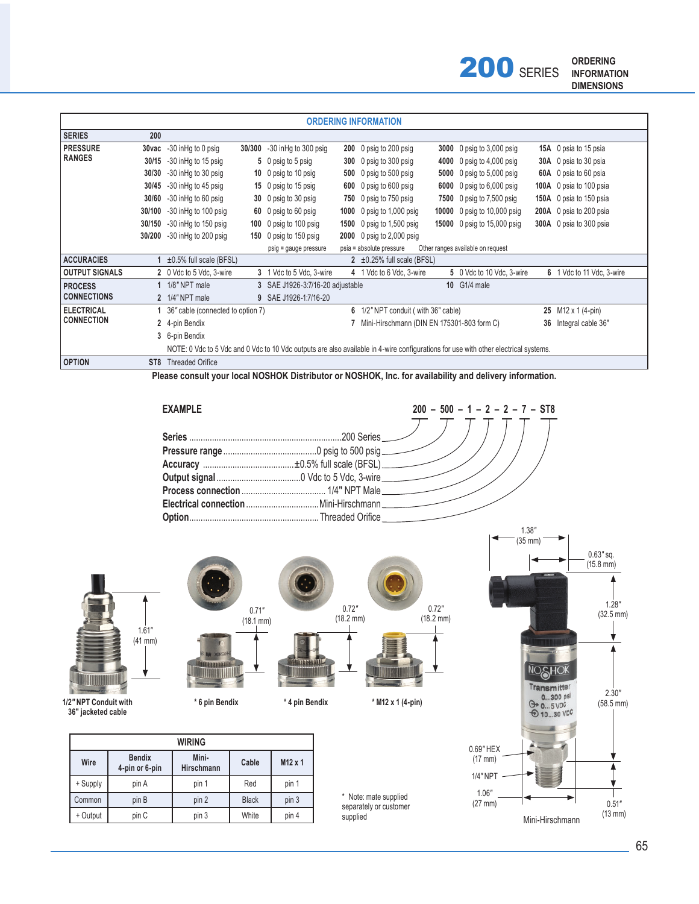# 200 SERIES

ORDERING INFORMATION
DIMENSIONS

## ORDERING INFORMATION

| | | | | | | | | | | |
|---|---|---|---|---|---|---|---|---|---|---|
| **SERIES** | **200** | | | | | | | | | |
| **PRESSURE RANGES** | **30vac** | -30 inHg to 0 psig | **30/300** | -30 inHg to 300 psig | **200** | 0 psig to 200 psig | **3000** | 0 psig to 3,000 psig | **15A** | 0 psia to 15 psia |
| | **30/15** | -30 inHg to 15 psig | **5** | 0 psig to 5 psig | **300** | 0 psig to 300 psig | **4000** | 0 psig to 4,000 psig | **30A** | 0 psia to 30 psia |
| | **30/30** | -30 inHg to 30 psig | **10** | 0 psig to 10 psig | **500** | 0 psig to 500 psig | **5000** | 0 psig to 5,000 psig | **60A** | 0 psia to 60 psia |
| | **30/45** | -30 inHg to 45 psig | **15** | 0 psig to 15 psig | **600** | 0 psig to 600 psig | **6000** | 0 psig to 6,000 psig | **100A** | 0 psia to 100 psia |
| | **30/60** | -30 inHg to 60 psig | **30** | 0 psig to 30 psig | **750** | 0 psig to 750 psig | **7500** | 0 psig to 7,500 psig | **150A** | 0 psia to 150 psia |
| | **30/100** | -30 inHg to 100 psig | **60** | 0 psig to 60 psig | **1000** | 0 psig to 1,000 psig | **10000** | 0 psig to 10,000 psig | **200A** | 0 psia to 200 psia |
| | **30/150** | -30 inHg to 150 psig | **100** | 0 psig to 100 psig | **1500** | 0 psig to 1,500 psig | **15000** | 0 psig to 15,000 psig | **300A** | 0 psia to 300 psia |
| | **30/200** | -30 inHg to 200 psig | **150** | 0 psig to 150 psig | **2000** | 0 psig to 2,000 psig | | | | |
| | | | | psig = gauge pressure | | psia = absolute pressure | | Other ranges available on request | | |
| **ACCURACIES** | **1** | ±0.5% full scale (BFSL) | | | **2** | ±0.25% full scale (BFSL) | | | | |
| **OUTPUT SIGNALS** | **2** | 0 Vdc to 5 Vdc, 3-wire | **3** | 1 Vdc to 5 Vdc, 3-wire | **4** | 1 Vdc to 6 Vdc, 3-wire | **5** | 0 Vdc to 10 Vdc, 3-wire | **6** | 1 Vdc to 11 Vdc, 3-wire |
| **PROCESS CONNECTIONS** | **1** | 1/8" NPT male | **3** | SAE J1926-3:7/16-20 adjustable | | | **10** | G1/4 male | | |
| | **2** | 1/4" NPT male | **9** | SAE J1926-1:7/16-20 | | | | | | |
| **ELECTRICAL CONNECTION** | **1** | 36" cable (connected to option 7) | | | **6** | 1/2" NPT conduit ( with 36" cable) | | | **25** | M12 x 1 (4-pin) |
| | **2** | 4-pin Bendix | | | **7** | Mini-Hirschmann (DIN EN 175301-803 form C) | | | **36** | Integral cable 36" |
| | **3** | 6-pin Bendix | | | | | | | | |
| | | NOTE: 0 Vdc to 5 Vdc and 0 Vdc to 10 Vdc outputs are also available in 4-wire configurations for use with other electrical systems. | | | | | | | | |
| **OPTION** | **ST8** | Threaded Orifice | | | | | | | | |

**Please consult your local NOSHOK Distributor or NOSHOK, Inc. for availability and delivery information.**

### EXAMPLE

**200 – 500 – 1 – 2 – 2 – 7 – ST8**

- **Series** ........ 200 Series
- **Pressure range** ........ 0 psig to 500 psig
- **Accuracy** ........ ±0.5% full scale (BFSL)
- **Output signal** ........ 0 Vdc to 5 Vdc, 3-wire
- **Process connection** ........ 1/4" NPT Male
- **Electrical connection** ........ Mini-Hirschmann
- **Option** ........ Threaded Orifice

1.61" (41 mm)
**1/2" NPT Conduit with 36" jacketed cable**

0.71" (18.1 mm)
**\* 6 pin Bendix**

0.72" (18.2 mm)
**\* 4 pin Bendix**

0.72" (18.2 mm)
**\* M12 x 1 (4-pin)**

1.38" (35 mm)
0.63" sq. (15.8 mm)
1.28" (32.5 mm)
2.30" (58.5 mm)
0.69" HEX (17 mm)
1/4" NPT
1.06" (27 mm)
0.51" (13 mm)
Mini-Hirschmann

NOSHOK Transmitter 0...300 psi 0...5 VDC 10...30 VDC

### WIRING

| Wire | Bendix 4-pin or 6-pin | Mini-Hirschmann | Cable | M12 x 1 |
|---|---|---|---|---|
| + Supply | pin A | pin 1 | Red | pin 1 |
| Common | pin B | pin 2 | Black | pin 3 |
| + Output | pin C | pin 3 | White | pin 4 |

\* Note: mate supplied separately or customer supplied